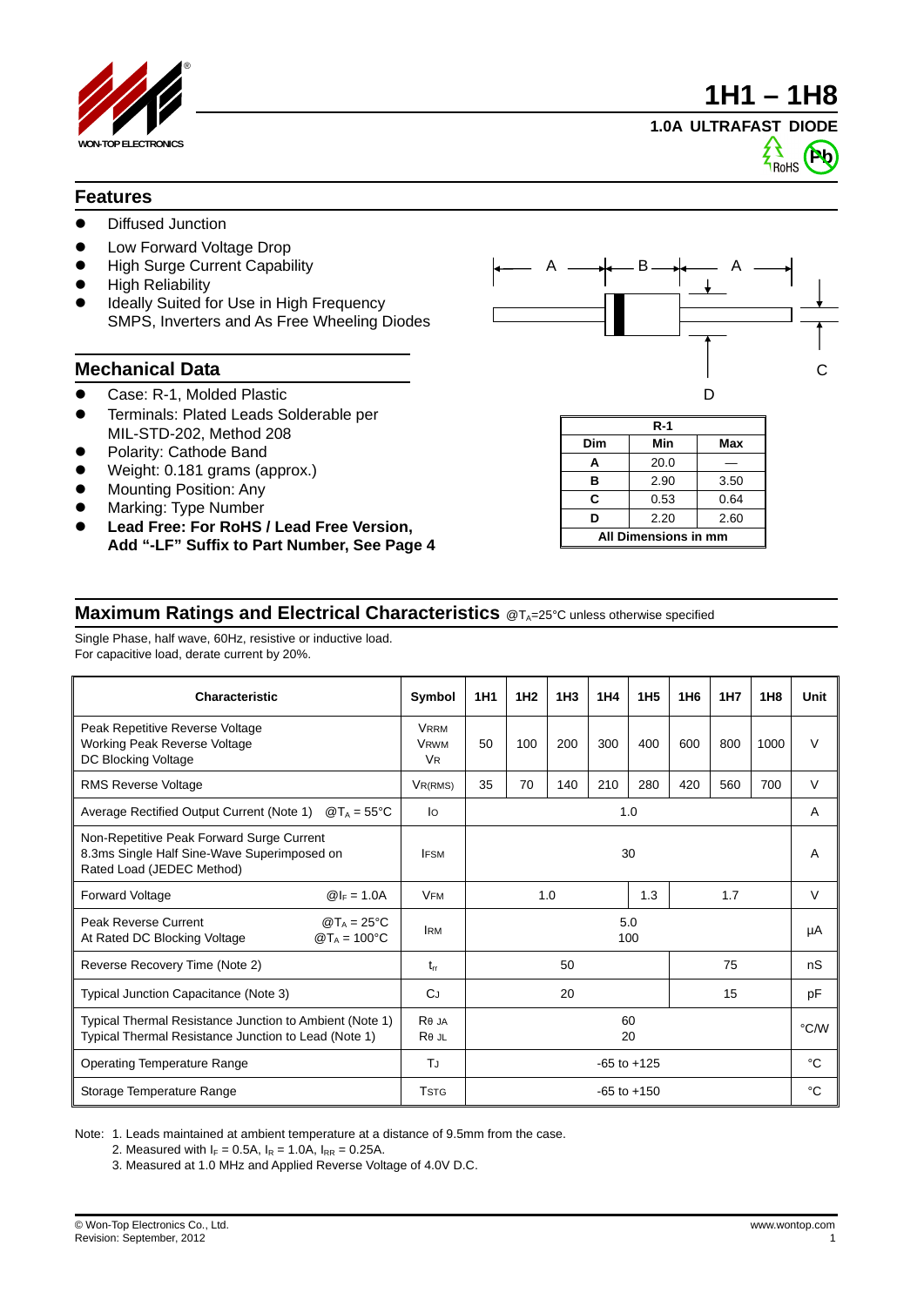# 1H1 – 1H8

**1.0A ULTRAFAST DIODE**

WON-TOP ELECTRONICS

## Features

- Diffused Junction
- Low Forward Voltage Drop
- High Surge Current Capability
- High Reliability
- Ideally Suited for Use in High Frequency SMPS, Inverters and As Free Wheeling Diodes

## Mechanical Data

- Case: R-1, Molded Plastic
- Terminals: Plated Leads Solderable per MIL-STD-202, Method 208
- Polarity: Cathode Band
- Weight: 0.181 grams (approx.)
- Mounting Position: Any
- Marking: Type Number
- **Lead Free: For RoHS / Lead Free Version, Add "-LF" Suffix to Part Number, See Page 4**

| R-1 | | |
|---|---|---|
| **Dim** | **Min** | **Max** |
| **A** | 20.0 | — |
| **B** | 2.90 | 3.50 |
| **C** | 0.53 | 0.64 |
| **D** | 2.20 | 2.60 |
| **All Dimensions in mm** | | |

## Maximum Ratings and Electrical Characteristics @$T_A$=25°C unless otherwise specified

Single Phase, half wave, 60Hz, resistive or inductive load.
For capacitive load, derate current by 20%.

| Characteristic | Symbol | 1H1 | 1H2 | 1H3 | 1H4 | 1H5 | 1H6 | 1H7 | 1H8 | Unit |
|---|---|---|---|---|---|---|---|---|---|---|
| Peak Repetitive Reverse Voltage<br>Working Peak Reverse Voltage<br>DC Blocking Voltage | $V_{RRM}$<br>$V_{RWM}$<br>$V_R$ | 50 | 100 | 200 | 300 | 400 | 600 | 800 | 1000 | V |
| RMS Reverse Voltage | $V_{R(RMS)}$ | 35 | 70 | 140 | 210 | 280 | 420 | 560 | 700 | V |
| Average Rectified Output Current (Note 1) @$T_A$ = 55°C | $I_O$ | 1.0 | | | | | | | | A |
| Non-Repetitive Peak Forward Surge Current 8.3ms Single Half Sine-Wave Superimposed on Rated Load (JEDEC Method) | $I_{FSM}$ | 30 | | | | | | | | A |
| Forward Voltage @$I_F$ = 1.0A | $V_{FM}$ | 1.0 | | | | 1.3 | 1.7 | | | V |
| Peak Reverse Current @$T_A$ = 25°C<br>At Rated DC Blocking Voltage @$T_A$ = 100°C | $I_{RM}$ | 5.0<br>100 | | | | | | | | µA |
| Reverse Recovery Time (Note 2) | $t_{rr}$ | 50 | | | | | 75 | | | nS |
| Typical Junction Capacitance (Note 3) | $C_J$ | 20 | | | | | 15 | | | pF |
| Typical Thermal Resistance Junction to Ambient (Note 1)<br>Typical Thermal Resistance Junction to Lead (Note 1) | $R_{\theta JA}$<br>$R_{\theta JL}$ | 60<br>20 | | | | | | | | °C/W |
| Operating Temperature Range | $T_J$ | -65 to +125 | | | | | | | | °C |
| Storage Temperature Range | $T_{STG}$ | -65 to +150 | | | | | | | | °C |

Note: 1. Leads maintained at ambient temperature at a distance of 9.5mm from the case.
2. Measured with $I_F$ = 0.5A, $I_R$ = 1.0A, $I_{RR}$ = 0.25A.
3. Measured at 1.0 MHz and Applied Reverse Voltage of 4.0V D.C.

© Won-Top Electronics Co., Ltd.
Revision: September, 2012

www.wontop.com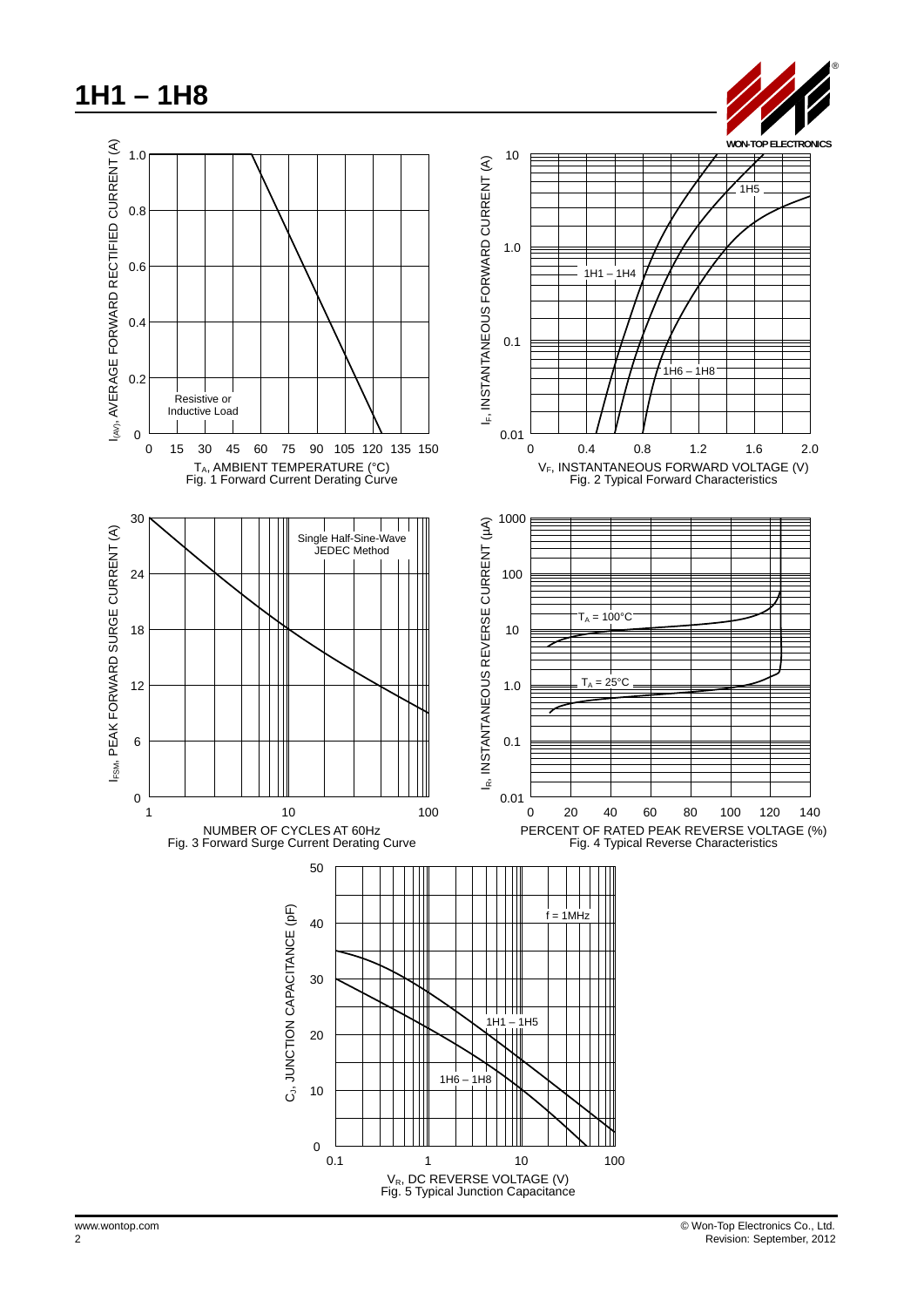# 1H1 – 1H8

$I_{(AV)}$, AVERAGE FORWARD RECTIFIED CURRENT (A)

Resistive or Inductive Load

$T_A$, AMBIENT TEMPERATURE (°C)

Fig. 1 Forward Current Derating Curve

$I_F$, INSTANTANEOUS FORWARD CURRENT (A)

1H1 – 1H4

1H5

1H6 – 1H8

$V_F$, INSTANTANEOUS FORWARD VOLTAGE (V)

Fig. 2 Typical Forward Characteristics

$I_{FSM}$, PEAK FORWARD SURGE CURRENT (A)

Single Half-Sine-Wave JEDEC Method

NUMBER OF CYCLES AT 60Hz

Fig. 3 Forward Surge Current Derating Curve

$I_R$, INSTANTANEOUS REVERSE CURRENT (µA)

$T_A$ = 100°C

$T_A$ = 25°C

PERCENT OF RATED PEAK REVERSE VOLTAGE (%)

Fig. 4 Typical Reverse Characteristics

$C_J$, JUNCTION CAPACITANCE (pF)

f = 1MHz

1H1 – 1H5

1H6 – 1H8

$V_R$, DC REVERSE VOLTAGE (V)

Fig. 5 Typical Junction Capacitance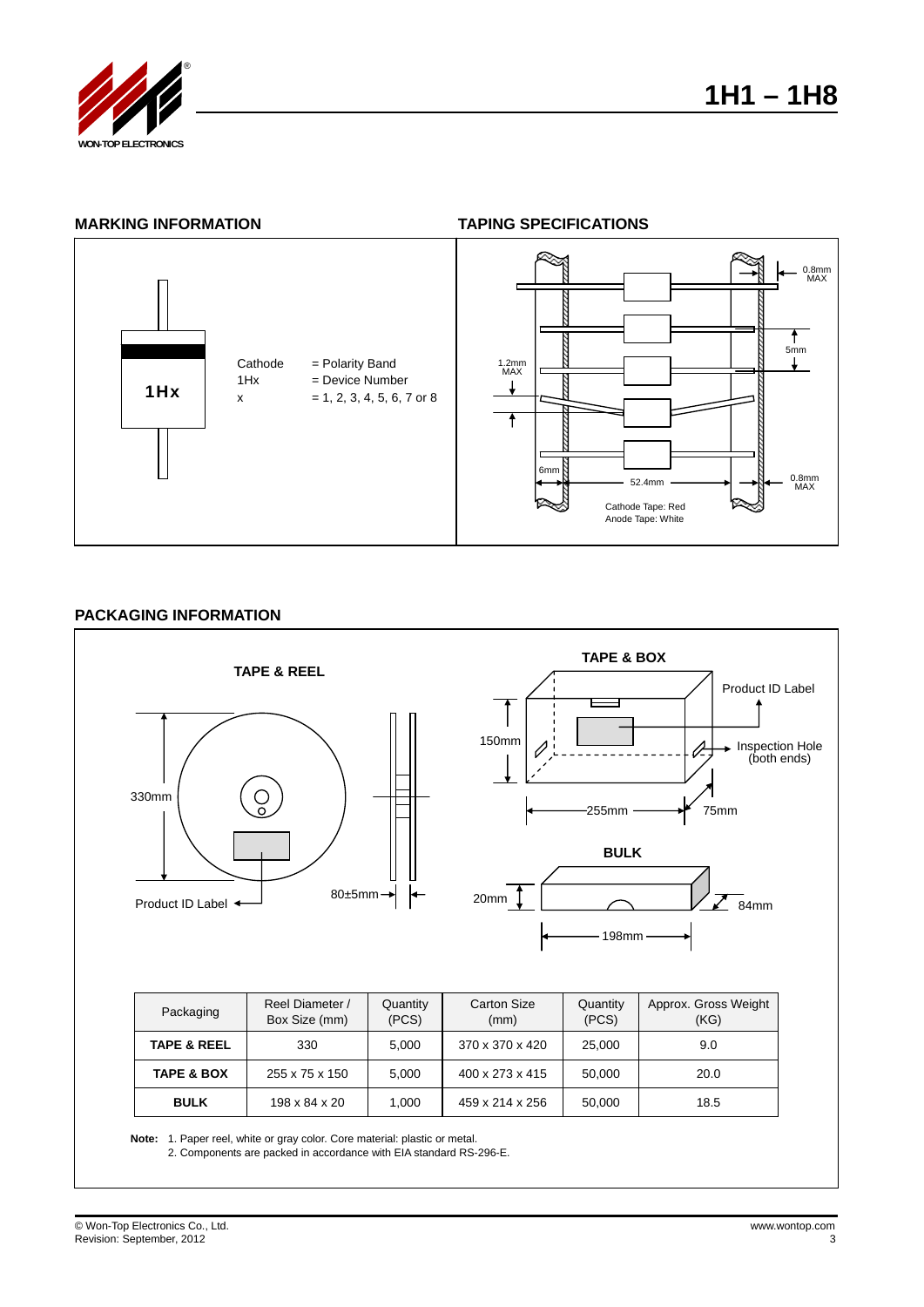## MARKING INFORMATION

1Hx

Cathode = Polarity Band
1Hx = Device Number
x = 1, 2, 3, 4, 5, 6, 7 or 8

## TAPING SPECIFICATIONS

0.8mm MAX
5mm
1.2mm MAX
6mm
52.4mm
0.8mm MAX

Cathode Tape: Red
Anode Tape: White

## PACKAGING INFORMATION

**TAPE & REEL**

330mm
80±5mm
Product ID Label

**TAPE & BOX**

Product ID Label
150mm
Inspection Hole (both ends)
255mm
75mm

**BULK**

20mm
84mm
198mm

| Packaging | Reel Diameter / Box Size (mm) | Quantity (PCS) | Carton Size (mm) | Quantity (PCS) | Approx. Gross Weight (KG) |
|---|---|---|---|---|---|
| **TAPE & REEL** | 330 | 5,000 | 370 x 370 x 420 | 25,000 | 9.0 |
| **TAPE & BOX** | 255 x 75 x 150 | 5,000 | 400 x 273 x 415 | 50,000 | 20.0 |
| **BULK** | 198 x 84 x 20 | 1,000 | 459 x 214 x 256 | 50,000 | 18.5 |

**Note:** 1. Paper reel, white or gray color. Core material: plastic or metal.
2. Components are packed in accordance with EIA standard RS-296-E.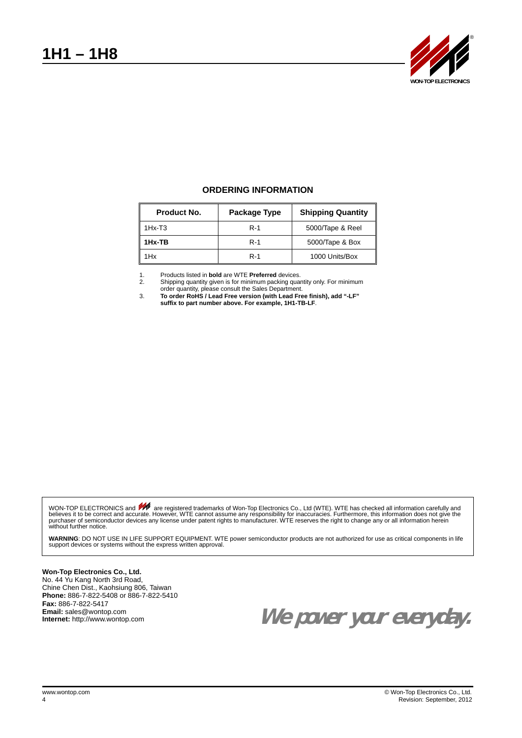# 1H1 – 1H8

## ORDERING INFORMATION

| Product No. | Package Type | Shipping Quantity |
|---|---|---|
| 1Hx-T3 | R-1 | 5000/Tape & Reel |
| **1Hx-TB** | R-1 | 5000/Tape & Box |
| 1Hx | R-1 | 1000 Units/Box |

1. Products listed in **bold** are WTE **Preferred** devices.
2. Shipping quantity given is for minimum packing quantity only. For minimum order quantity, please consult the Sales Department.
3. **To order RoHS / Lead Free version (with Lead Free finish), add "-LF" suffix to part number above. For example, 1H1-TB-LF**.

WON-TOP ELECTRONICS and are registered trademarks of Won-Top Electronics Co., Ltd (WTE). WTE has checked all information carefully and believes it to be correct and accurate. However, WTE cannot assume any responsibility for inaccuracies. Furthermore, this information does not give the purchaser of semiconductor devices any license under patent rights to manufacturer. WTE reserves the right to change any or all information herein without further notice.

**WARNING**: DO NOT USE IN LIFE SUPPORT EQUIPMENT. WTE power semiconductor products are not authorized for use as critical components in life support devices or systems without the express written approval.

**Won-Top Electronics Co., Ltd.**
No. 44 Yu Kang North 3rd Road,
Chine Chen Dist., Kaohsiung 806, Taiwan
**Phone:** 886-7-822-5408 or 886-7-822-5410
**Fax:** 886-7-822-5417
**Email:** sales@wontop.com
**Internet:** http://www.wontop.com

*We power your everyday.*

© Won-Top Electronics Co., Ltd.
Revision: September, 2012